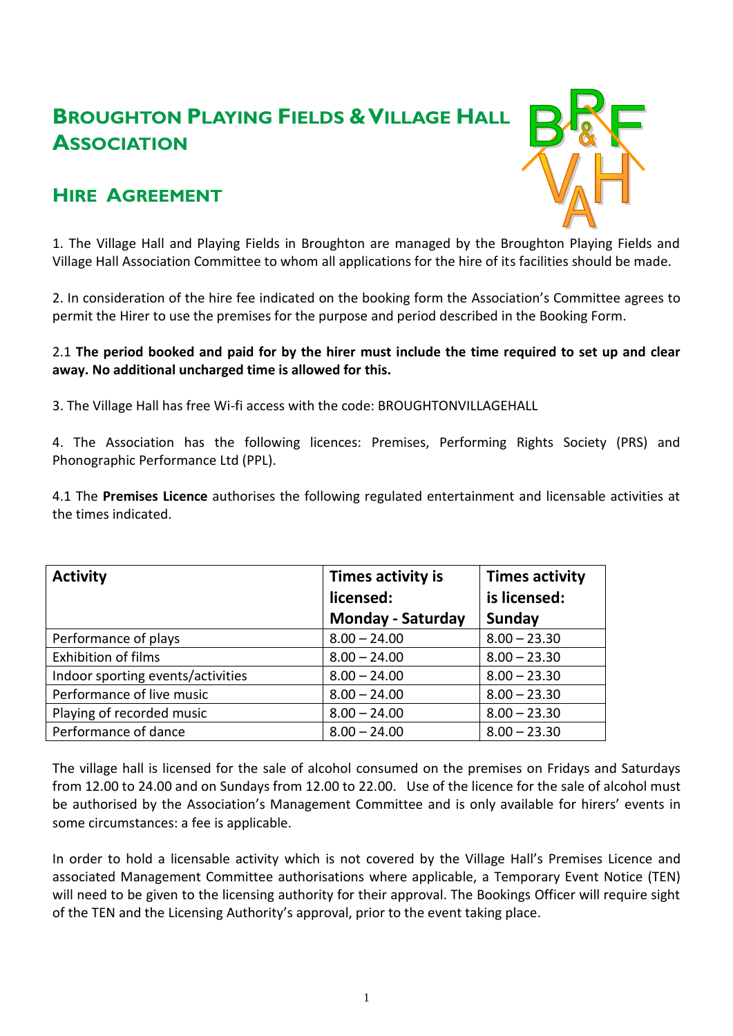# BROUGHTON PLAYING FIELDS & VILLAGE HALL ASSOCIATION

## HIRE AGREEMENT

1. The Village Hall and Playing Fields in Broughton are managed by the Broughton Playing Fields and Village Hall Association Committee to whom all applications for the hire of its facilities should be made.

2. In consideration of the hire fee indicated on the booking form the Association's Committee agrees to permit the Hirer to use the premises for the purpose and period described in the Booking Form.

2.1 **The period booked and paid for by the hirer must include the time required to set up and clear away. No additional uncharged time is allowed for this.**

3. The Village Hall has free Wi-fi access with the code: BROUGHTONVILLAGEHALL

4. The Association has the following licences: Premises, Performing Rights Society (PRS) and Phonographic Performance Ltd (PPL).

4.1 The **Premises Licence** authorises the following regulated entertainment and licensable activities at the times indicated.

| **Activity** | **Times activity is licensed: Monday - Saturday** | **Times activity is licensed: Sunday** |
|---|---|---|
| Performance of plays | 8.00 – 24.00 | 8.00 – 23.30 |
| Exhibition of films | 8.00 – 24.00 | 8.00 – 23.30 |
| Indoor sporting events/activities | 8.00 – 24.00 | 8.00 – 23.30 |
| Performance of live music | 8.00 – 24.00 | 8.00 – 23.30 |
| Playing of recorded music | 8.00 – 24.00 | 8.00 – 23.30 |
| Performance of dance | 8.00 – 24.00 | 8.00 – 23.30 |

The village hall is licensed for the sale of alcohol consumed on the premises on Fridays and Saturdays from 12.00 to 24.00 and on Sundays from 12.00 to 22.00. Use of the licence for the sale of alcohol must be authorised by the Association's Management Committee and is only available for hirers' events in some circumstances: a fee is applicable.

In order to hold a licensable activity which is not covered by the Village Hall's Premises Licence and associated Management Committee authorisations where applicable, a Temporary Event Notice (TEN) will need to be given to the licensing authority for their approval. The Bookings Officer will require sight of the TEN and the Licensing Authority's approval, prior to the event taking place.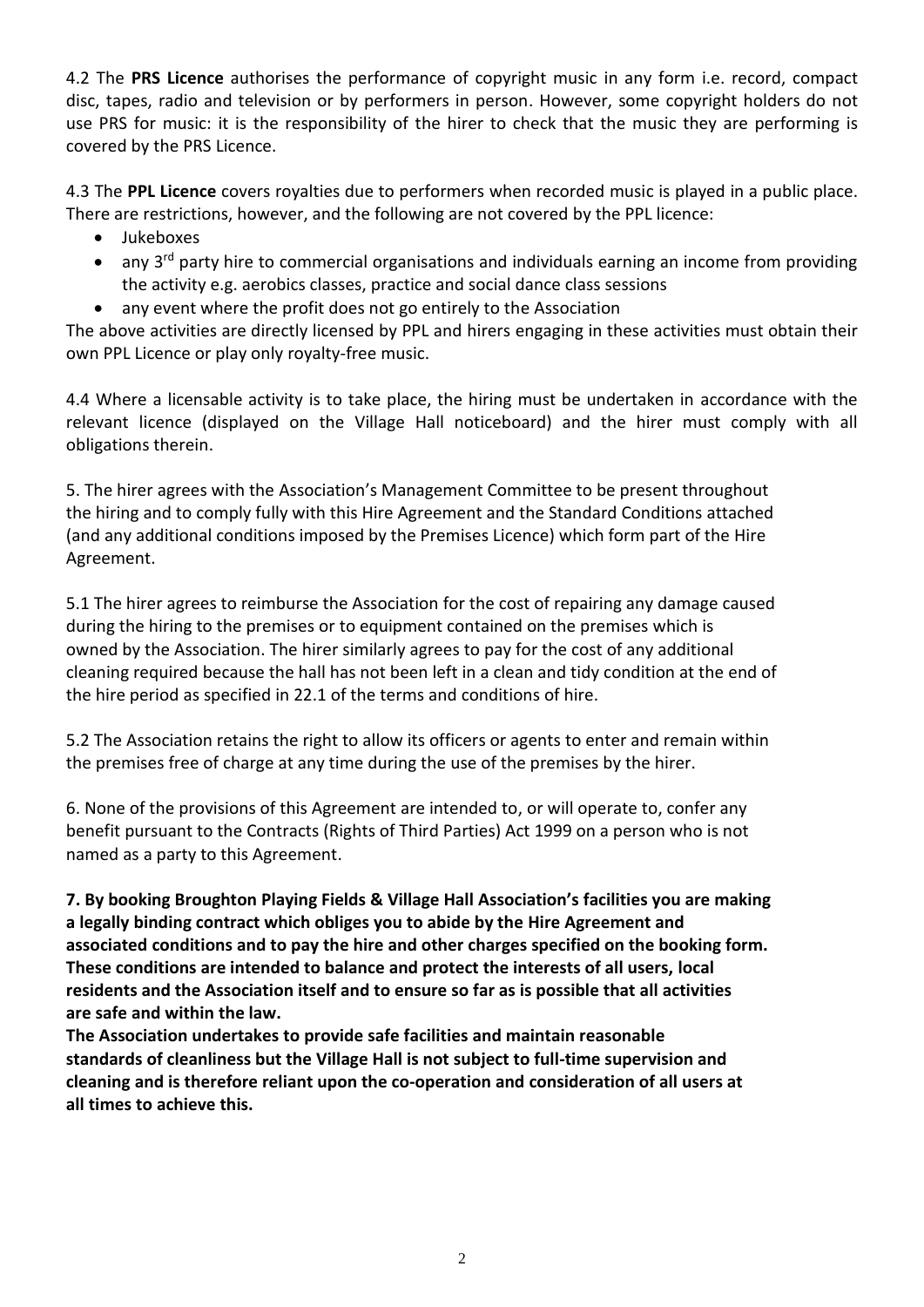4.2 The **PRS Licence** authorises the performance of copyright music in any form i.e. record, compact disc, tapes, radio and television or by performers in person. However, some copyright holders do not use PRS for music: it is the responsibility of the hirer to check that the music they are performing is covered by the PRS Licence.

4.3 The **PPL Licence** covers royalties due to performers when recorded music is played in a public place. There are restrictions, however, and the following are not covered by the PPL licence:

- Jukeboxes
- any 3rd party hire to commercial organisations and individuals earning an income from providing the activity e.g. aerobics classes, practice and social dance class sessions
- any event where the profit does not go entirely to the Association

The above activities are directly licensed by PPL and hirers engaging in these activities must obtain their own PPL Licence or play only royalty-free music.

4.4 Where a licensable activity is to take place, the hiring must be undertaken in accordance with the relevant licence (displayed on the Village Hall noticeboard) and the hirer must comply with all obligations therein.

5. The hirer agrees with the Association's Management Committee to be present throughout the hiring and to comply fully with this Hire Agreement and the Standard Conditions attached (and any additional conditions imposed by the Premises Licence) which form part of the Hire Agreement.

5.1 The hirer agrees to reimburse the Association for the cost of repairing any damage caused during the hiring to the premises or to equipment contained on the premises which is owned by the Association. The hirer similarly agrees to pay for the cost of any additional cleaning required because the hall has not been left in a clean and tidy condition at the end of the hire period as specified in 22.1 of the terms and conditions of hire.

5.2 The Association retains the right to allow its officers or agents to enter and remain within the premises free of charge at any time during the use of the premises by the hirer.

6. None of the provisions of this Agreement are intended to, or will operate to, confer any benefit pursuant to the Contracts (Rights of Third Parties) Act 1999 on a person who is not named as a party to this Agreement.

**7. By booking Broughton Playing Fields & Village Hall Association's facilities you are making a legally binding contract which obliges you to abide by the Hire Agreement and associated conditions and to pay the hire and other charges specified on the booking form. These conditions are intended to balance and protect the interests of all users, local residents and the Association itself and to ensure so far as is possible that all activities are safe and within the law.**

**The Association undertakes to provide safe facilities and maintain reasonable standards of cleanliness but the Village Hall is not subject to full-time supervision and cleaning and is therefore reliant upon the co-operation and consideration of all users at all times to achieve this.**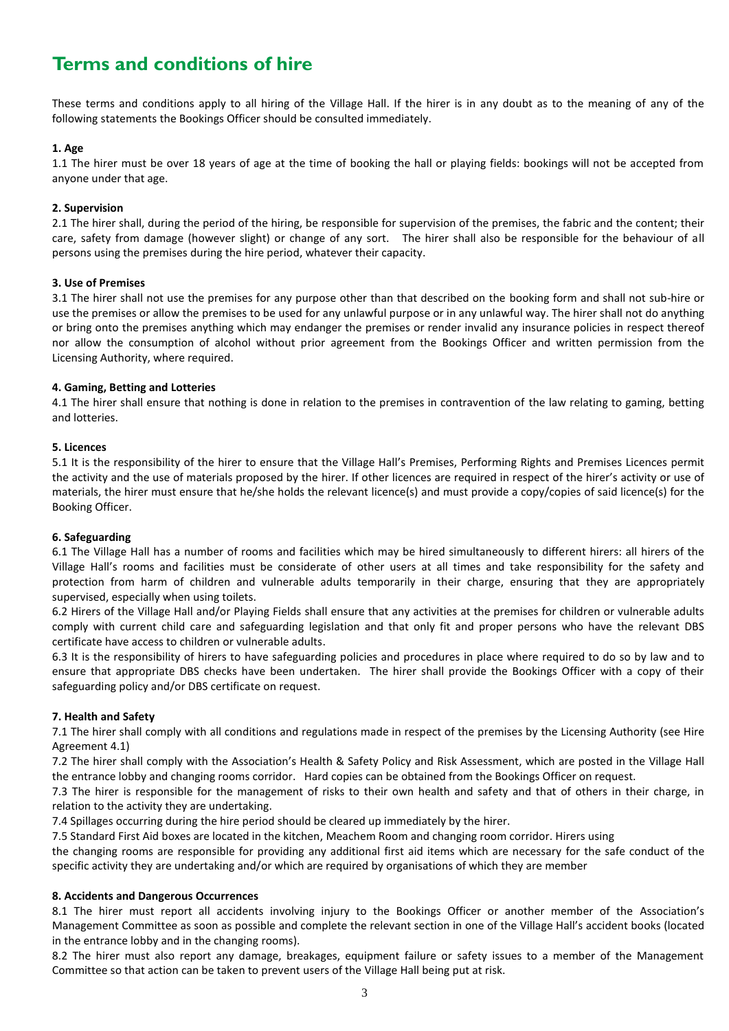# Terms and conditions of hire

These terms and conditions apply to all hiring of the Village Hall. If the hirer is in any doubt as to the meaning of any of the following statements the Bookings Officer should be consulted immediately.

**1. Age**

1.1 The hirer must be over 18 years of age at the time of booking the hall or playing fields: bookings will not be accepted from anyone under that age.

**2. Supervision**

2.1 The hirer shall, during the period of the hiring, be responsible for supervision of the premises, the fabric and the content; their care, safety from damage (however slight) or change of any sort. The hirer shall also be responsible for the behaviour of all persons using the premises during the hire period, whatever their capacity.

**3. Use of Premises**

3.1 The hirer shall not use the premises for any purpose other than that described on the booking form and shall not sub-hire or use the premises or allow the premises to be used for any unlawful purpose or in any unlawful way. The hirer shall not do anything or bring onto the premises anything which may endanger the premises or render invalid any insurance policies in respect thereof nor allow the consumption of alcohol without prior agreement from the Bookings Officer and written permission from the Licensing Authority, where required.

**4. Gaming, Betting and Lotteries**

4.1 The hirer shall ensure that nothing is done in relation to the premises in contravention of the law relating to gaming, betting and lotteries.

**5. Licences**

5.1 It is the responsibility of the hirer to ensure that the Village Hall's Premises, Performing Rights and Premises Licences permit the activity and the use of materials proposed by the hirer. If other licences are required in respect of the hirer's activity or use of materials, the hirer must ensure that he/she holds the relevant licence(s) and must provide a copy/copies of said licence(s) for the Booking Officer.

**6. Safeguarding**

6.1 The Village Hall has a number of rooms and facilities which may be hired simultaneously to different hirers: all hirers of the Village Hall's rooms and facilities must be considerate of other users at all times and take responsibility for the safety and protection from harm of children and vulnerable adults temporarily in their charge, ensuring that they are appropriately supervised, especially when using toilets.

6.2 Hirers of the Village Hall and/or Playing Fields shall ensure that any activities at the premises for children or vulnerable adults comply with current child care and safeguarding legislation and that only fit and proper persons who have the relevant DBS certificate have access to children or vulnerable adults.

6.3 It is the responsibility of hirers to have safeguarding policies and procedures in place where required to do so by law and to ensure that appropriate DBS checks have been undertaken. The hirer shall provide the Bookings Officer with a copy of their safeguarding policy and/or DBS certificate on request.

**7. Health and Safety**

7.1 The hirer shall comply with all conditions and regulations made in respect of the premises by the Licensing Authority (see Hire Agreement 4.1)

7.2 The hirer shall comply with the Association's Health & Safety Policy and Risk Assessment, which are posted in the Village Hall the entrance lobby and changing rooms corridor. Hard copies can be obtained from the Bookings Officer on request.

7.3 The hirer is responsible for the management of risks to their own health and safety and that of others in their charge, in relation to the activity they are undertaking.

7.4 Spillages occurring during the hire period should be cleared up immediately by the hirer.

7.5 Standard First Aid boxes are located in the kitchen, Meachem Room and changing room corridor. Hirers using the changing rooms are responsible for providing any additional first aid items which are necessary for the safe conduct of the specific activity they are undertaking and/or which are required by organisations of which they are member

**8. Accidents and Dangerous Occurrences**

8.1 The hirer must report all accidents involving injury to the Bookings Officer or another member of the Association's Management Committee as soon as possible and complete the relevant section in one of the Village Hall's accident books (located in the entrance lobby and in the changing rooms).

8.2 The hirer must also report any damage, breakages, equipment failure or safety issues to a member of the Management Committee so that action can be taken to prevent users of the Village Hall being put at risk.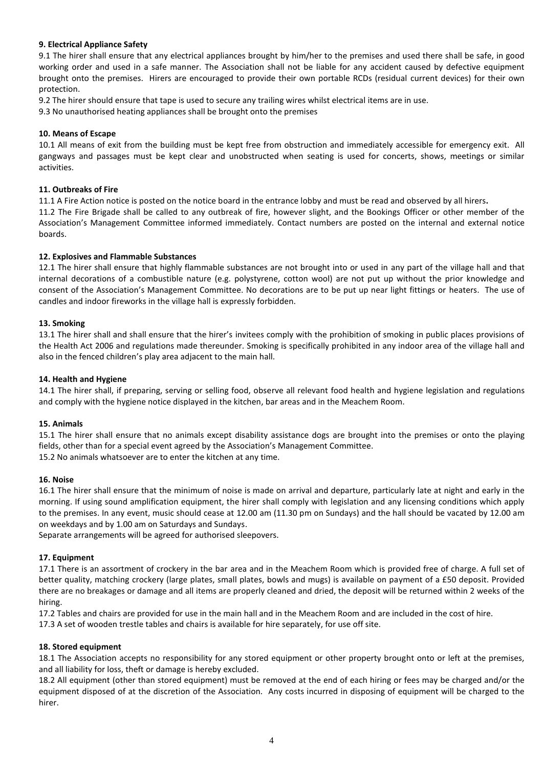**9. Electrical Appliance Safety**

9.1 The hirer shall ensure that any electrical appliances brought by him/her to the premises and used there shall be safe, in good working order and used in a safe manner. The Association shall not be liable for any accident caused by defective equipment brought onto the premises. Hirers are encouraged to provide their own portable RCDs (residual current devices) for their own protection.

9.2 The hirer should ensure that tape is used to secure any trailing wires whilst electrical items are in use.

9.3 No unauthorised heating appliances shall be brought onto the premises

**10. Means of Escape**

10.1 All means of exit from the building must be kept free from obstruction and immediately accessible for emergency exit. All gangways and passages must be kept clear and unobstructed when seating is used for concerts, shows, meetings or similar activities.

**11. Outbreaks of Fire**

11.1 A Fire Action notice is posted on the notice board in the entrance lobby and must be read and observed by all hirers**.**

11.2 The Fire Brigade shall be called to any outbreak of fire, however slight, and the Bookings Officer or other member of the Association's Management Committee informed immediately. Contact numbers are posted on the internal and external notice boards.

**12. Explosives and Flammable Substances**

12.1 The hirer shall ensure that highly flammable substances are not brought into or used in any part of the village hall and that internal decorations of a combustible nature (e.g. polystyrene, cotton wool) are not put up without the prior knowledge and consent of the Association's Management Committee. No decorations are to be put up near light fittings or heaters. The use of candles and indoor fireworks in the village hall is expressly forbidden.

**13. Smoking**

13.1 The hirer shall and shall ensure that the hirer's invitees comply with the prohibition of smoking in public places provisions of the Health Act 2006 and regulations made thereunder. Smoking is specifically prohibited in any indoor area of the village hall and also in the fenced children's play area adjacent to the main hall.

**14. Health and Hygiene**

14.1 The hirer shall, if preparing, serving or selling food, observe all relevant food health and hygiene legislation and regulations and comply with the hygiene notice displayed in the kitchen, bar areas and in the Meachem Room.

**15. Animals**

15.1 The hirer shall ensure that no animals except disability assistance dogs are brought into the premises or onto the playing fields, other than for a special event agreed by the Association's Management Committee.

15.2 No animals whatsoever are to enter the kitchen at any time.

**16. Noise**

16.1 The hirer shall ensure that the minimum of noise is made on arrival and departure, particularly late at night and early in the morning. If using sound amplification equipment, the hirer shall comply with legislation and any licensing conditions which apply to the premises. In any event, music should cease at 12.00 am (11.30 pm on Sundays) and the hall should be vacated by 12.00 am on weekdays and by 1.00 am on Saturdays and Sundays.

Separate arrangements will be agreed for authorised sleepovers.

**17. Equipment**

17.1 There is an assortment of crockery in the bar area and in the Meachem Room which is provided free of charge. A full set of better quality, matching crockery (large plates, small plates, bowls and mugs) is available on payment of a £50 deposit. Provided there are no breakages or damage and all items are properly cleaned and dried, the deposit will be returned within 2 weeks of the hiring.

17.2 Tables and chairs are provided for use in the main hall and in the Meachem Room and are included in the cost of hire.

17.3 A set of wooden trestle tables and chairs is available for hire separately, for use off site.

**18. Stored equipment**

18.1 The Association accepts no responsibility for any stored equipment or other property brought onto or left at the premises, and all liability for loss, theft or damage is hereby excluded.

18.2 All equipment (other than stored equipment) must be removed at the end of each hiring or fees may be charged and/or the equipment disposed of at the discretion of the Association. Any costs incurred in disposing of equipment will be charged to the hirer.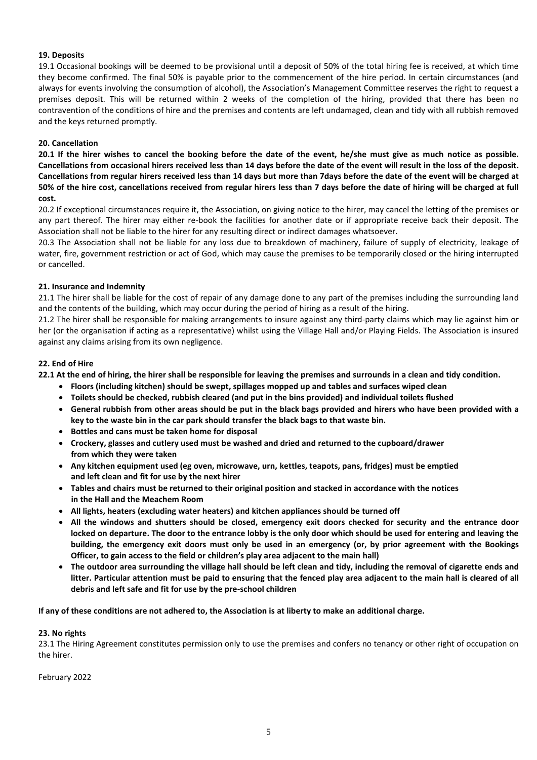**19. Deposits**

19.1 Occasional bookings will be deemed to be provisional until a deposit of 50% of the total hiring fee is received, at which time they become confirmed. The final 50% is payable prior to the commencement of the hire period. In certain circumstances (and always for events involving the consumption of alcohol), the Association's Management Committee reserves the right to request a premises deposit. This will be returned within 2 weeks of the completion of the hiring, provided that there has been no contravention of the conditions of hire and the premises and contents are left undamaged, clean and tidy with all rubbish removed and the keys returned promptly.

**20. Cancellation**

**20.1 If the hirer wishes to cancel the booking before the date of the event, he/she must give as much notice as possible. Cancellations from occasional hirers received less than 14 days before the date of the event will result in the loss of the deposit. Cancellations from regular hirers received less than 14 days but more than 7days before the date of the event will be charged at 50% of the hire cost, cancellations received from regular hirers less than 7 days before the date of hiring will be charged at full cost.**

20.2 If exceptional circumstances require it, the Association, on giving notice to the hirer, may cancel the letting of the premises or any part thereof. The hirer may either re-book the facilities for another date or if appropriate receive back their deposit. The Association shall not be liable to the hirer for any resulting direct or indirect damages whatsoever.

20.3 The Association shall not be liable for any loss due to breakdown of machinery, failure of supply of electricity, leakage of water, fire, government restriction or act of God, which may cause the premises to be temporarily closed or the hiring interrupted or cancelled.

**21. Insurance and Indemnity**

21.1 The hirer shall be liable for the cost of repair of any damage done to any part of the premises including the surrounding land and the contents of the building, which may occur during the period of hiring as a result of the hiring.

21.2 The hirer shall be responsible for making arrangements to insure against any third-party claims which may lie against him or her (or the organisation if acting as a representative) whilst using the Village Hall and/or Playing Fields. The Association is insured against any claims arising from its own negligence.

**22. End of Hire**

**22.1 At the end of hiring, the hirer shall be responsible for leaving the premises and surrounds in a clean and tidy condition.**

- **Floors (including kitchen) should be swept, spillages mopped up and tables and surfaces wiped clean**
- **Toilets should be checked, rubbish cleared (and put in the bins provided) and individual toilets flushed**
- **General rubbish from other areas should be put in the black bags provided and hirers who have been provided with a key to the waste bin in the car park should transfer the black bags to that waste bin.**
- **Bottles and cans must be taken home for disposal**
- **Crockery, glasses and cutlery used must be washed and dried and returned to the cupboard/drawer from which they were taken**
- **Any kitchen equipment used (eg oven, microwave, urn, kettles, teapots, pans, fridges) must be emptied and left clean and fit for use by the next hirer**
- **Tables and chairs must be returned to their original position and stacked in accordance with the notices in the Hall and the Meachem Room**
- **All lights, heaters (excluding water heaters) and kitchen appliances should be turned off**
- **All the windows and shutters should be closed, emergency exit doors checked for security and the entrance door locked on departure. The door to the entrance lobby is the only door which should be used for entering and leaving the building, the emergency exit doors must only be used in an emergency (or, by prior agreement with the Bookings Officer, to gain access to the field or children's play area adjacent to the main hall)**
- **The outdoor area surrounding the village hall should be left clean and tidy, including the removal of cigarette ends and litter. Particular attention must be paid to ensuring that the fenced play area adjacent to the main hall is cleared of all debris and left safe and fit for use by the pre-school children**

**If any of these conditions are not adhered to, the Association is at liberty to make an additional charge.**

**23. No rights**

23.1 The Hiring Agreement constitutes permission only to use the premises and confers no tenancy or other right of occupation on the hirer.

February 2022